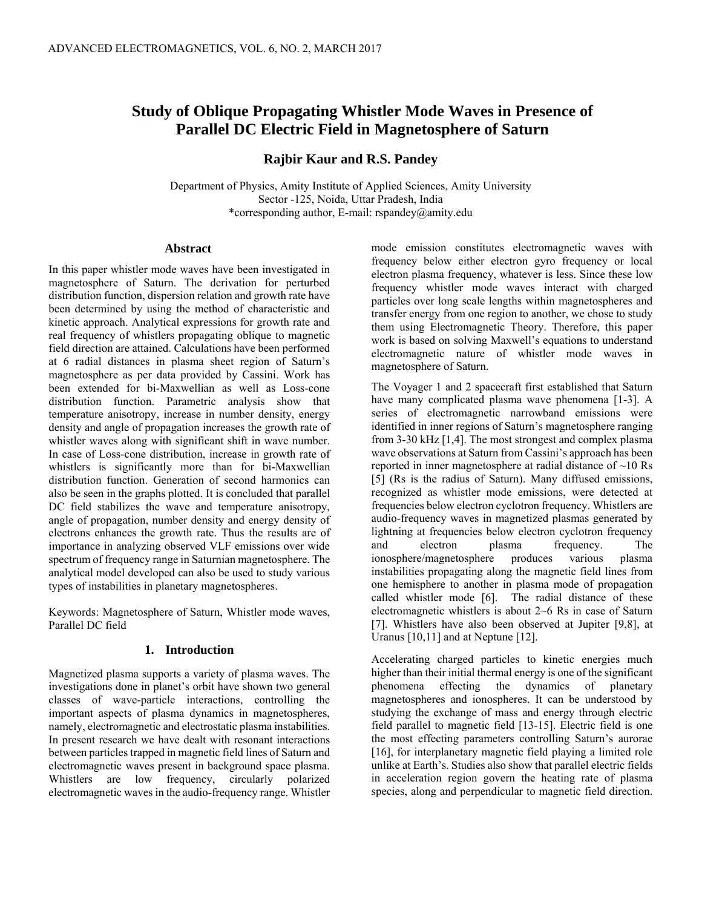# Study of Oblique Propagating Whistler Mode Waves in Presence of Parallel DC Electric Field in Magnetosphere of Saturn

**Rajbir Kaur and R.S. Pandey**

Department of Physics, Amity Institute of Applied Sciences, Amity University
Sector -125, Noida, Uttar Pradesh, India
*corresponding author, E-mail: rspandey@amity.edu

## Abstract

In this paper whistler mode waves have been investigated in magnetosphere of Saturn. The derivation for perturbed distribution function, dispersion relation and growth rate have been determined by using the method of characteristic and kinetic approach. Analytical expressions for growth rate and real frequency of whistlers propagating oblique to magnetic field direction are attained. Calculations have been performed at 6 radial distances in plasma sheet region of Saturn's magnetosphere as per data provided by Cassini. Work has been extended for bi-Maxwellian as well as Loss-cone distribution function. Parametric analysis show that temperature anisotropy, increase in number density, energy density and angle of propagation increases the growth rate of whistler waves along with significant shift in wave number. In case of Loss-cone distribution, increase in growth rate of whistlers is significantly more than for bi-Maxwellian distribution function. Generation of second harmonics can also be seen in the graphs plotted. It is concluded that parallel DC field stabilizes the wave and temperature anisotropy, angle of propagation, number density and energy density of electrons enhances the growth rate. Thus the results are of importance in analyzing observed VLF emissions over wide spectrum of frequency range in Saturnian magnetosphere. The analytical model developed can also be used to study various types of instabilities in planetary magnetospheres.

Keywords: Magnetosphere of Saturn, Whistler mode waves, Parallel DC field

## 1. Introduction

Magnetized plasma supports a variety of plasma waves. The investigations done in planet's orbit have shown two general classes of wave-particle interactions, controlling the important aspects of plasma dynamics in magnetospheres, namely, electromagnetic and electrostatic plasma instabilities. In present research we have dealt with resonant interactions between particles trapped in magnetic field lines of Saturn and electromagnetic waves present in background space plasma. Whistlers are low frequency, circularly polarized electromagnetic waves in the audio-frequency range. Whistler mode emission constitutes electromagnetic waves with frequency below either electron gyro frequency or local electron plasma frequency, whatever is less. Since these low frequency whistler mode waves interact with charged particles over long scale lengths within magnetospheres and transfer energy from one region to another, we chose to study them using Electromagnetic Theory. Therefore, this paper work is based on solving Maxwell's equations to understand electromagnetic nature of whistler mode waves in magnetosphere of Saturn.

The Voyager 1 and 2 spacecraft first established that Saturn have many complicated plasma wave phenomena [1-3]. A series of electromagnetic narrowband emissions were identified in inner regions of Saturn's magnetosphere ranging from 3-30 kHz [1,4]. The most strongest and complex plasma wave observations at Saturn from Cassini's approach has been reported in inner magnetosphere at radial distance of ~10 Rs [5] (Rs is the radius of Saturn). Many diffused emissions, recognized as whistler mode emissions, were detected at frequencies below electron cyclotron frequency. Whistlers are audio-frequency waves in magnetized plasmas generated by lightning at frequencies below electron cyclotron frequency and electron plasma frequency. The ionosphere/magnetosphere produces various plasma instabilities propagating along the magnetic field lines from one hemisphere to another in plasma mode of propagation called whistler mode [6]. The radial distance of these electromagnetic whistlers is about 2~6 Rs in case of Saturn [7]. Whistlers have also been observed at Jupiter [9,8], at Uranus [10,11] and at Neptune [12].

Accelerating charged particles to kinetic energies much higher than their initial thermal energy is one of the significant phenomena effecting the dynamics of planetary magnetospheres and ionospheres. It can be understood by studying the exchange of mass and energy through electric field parallel to magnetic field [13-15]. Electric field is one the most effecting parameters controlling Saturn's aurorae [16], for interplanetary magnetic field playing a limited role unlike at Earth's. Studies also show that parallel electric fields in acceleration region govern the heating rate of plasma species, along and perpendicular to magnetic field direction.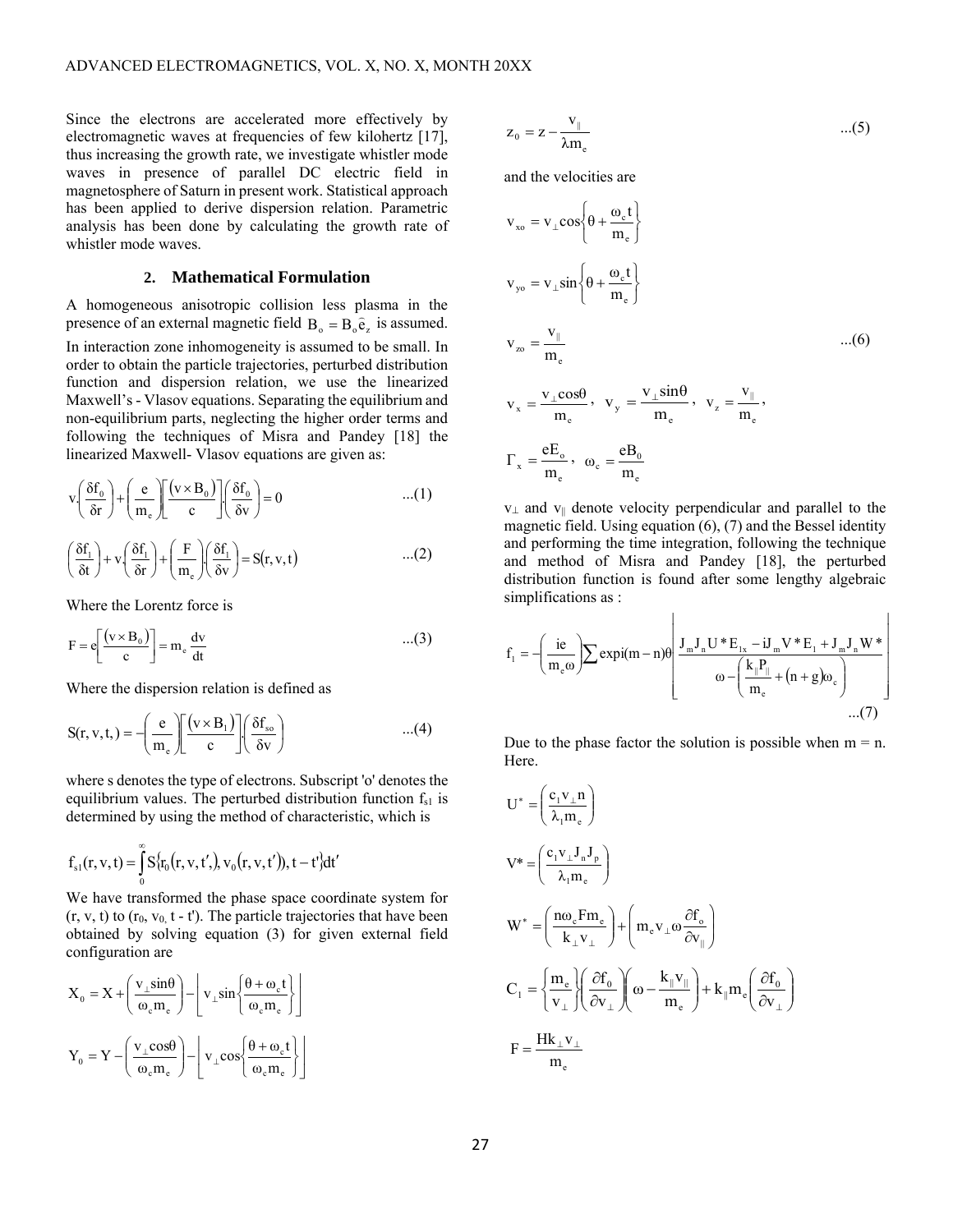Since the electrons are accelerated more effectively by electromagnetic waves at frequencies of few kilohertz [17], thus increasing the growth rate, we investigate whistler mode waves in presence of parallel DC electric field in magnetosphere of Saturn in present work. Statistical approach has been applied to derive dispersion relation. Parametric analysis has been done by calculating the growth rate of whistler mode waves.

## 2. Mathematical Formulation

A homogeneous anisotropic collision less plasma in the presence of an external magnetic field $B_o = B_o \hat{e}_z$ is assumed. In interaction zone inhomogeneity is assumed to be small. In order to obtain the particle trajectories, perturbed distribution function and dispersion relation, we use the linearized Maxwell's - Vlasov equations. Separating the equilibrium and non-equilibrium parts, neglecting the higher order terms and following the techniques of Misra and Pandey [18] the linearized Maxwell- Vlasov equations are given as:

$$v.\left(\frac{\delta f_0}{\delta r}\right) + \left(\frac{e}{m_e}\right)\left[\frac{(v \times B_0)}{c}\right].\left(\frac{\delta f_0}{\delta v}\right) = 0 \quad ...(1)$$

$$\left(\frac{\delta f_1}{\delta t}\right) + v.\left(\frac{\delta f_1}{\delta r}\right) + \left(\frac{F}{m_e}\right).\left(\frac{\delta f_1}{\delta v}\right) = S(r, v, t) \quad ...(2)$$

Where the Lorentz force is

$$F = e\left[\frac{(v \times B_0)}{c}\right] = m_e \frac{dv}{dt} \quad ...(3)$$

Where the dispersion relation is defined as

$$S(r, v, t,) = -\left(\frac{e}{m_e}\right)\left[\frac{(v \times B_1)}{c}\right].\left(\frac{\delta f_{so}}{\delta v}\right) \quad ...(4)$$

where s denotes the type of electrons. Subscript 'o' denotes the equilibrium values. The perturbed distribution function $f_{s1}$ is determined by using the method of characteristic, which is

$$f_{s1}(r, v, t) = \int_0^\infty S\{r_0(r, v, t',), v_0(r, v, t')), t - t'\}dt'$$

We have transformed the phase space coordinate system for (r, v, t) to ($r_0$, $v_0$, t - t'). The particle trajectories that have been obtained by solving equation (3) for given external field configuration are

$$X_0 = X + \left(\frac{v_\perp \sin\theta}{\omega_c m_e}\right) - \left|v_\perp \sin\left\{\frac{\theta + \omega_c t}{\omega_c m_e}\right\}\right|$$

$$Y_0 = Y - \left(\frac{v_\perp \cos\theta}{\omega_c m_e}\right) - \left|v_\perp \cos\left\{\frac{\theta + \omega_c t}{\omega_c m_e}\right\}\right|$$

$$z_0 = z - \frac{v_\parallel}{\lambda m_e} \quad ...(5)$$

and the velocities are

$$v_{xo} = v_\perp \cos\left\{\theta + \frac{\omega_c t}{m_e}\right\}$$

$$v_{yo} = v_\perp \sin\left\{\theta + \frac{\omega_c t}{m_e}\right\}$$

$$v_{zo} = \frac{v_\parallel}{m_e} \quad ...(6)$$

$$v_x = \frac{v_\perp \cos\theta}{m_e}, \quad v_y = \frac{v_\perp \sin\theta}{m_e}, \quad v_z = \frac{v_\parallel}{m_e},$$

$$\Gamma_x = \frac{eE_o}{m_e}, \quad \omega_c = \frac{eB_0}{m_e}$$

$v_\perp$ and $v_\parallel$ denote velocity perpendicular and parallel to the magnetic field. Using equation (6), (7) and the Bessel identity and performing the time integration, following the technique and method of Misra and Pandey [18], the perturbed distribution function is found after some lengthy algebraic simplifications as :

$$f_1 = -\left(\frac{ie}{m_e \omega}\right)\sum \exp i(m-n)\theta \left|\frac{J_m J_n U^* E_{1x} - iJ_m V^* E_1 + J_m J_n W^*}{\omega - \left(\frac{k_\parallel P_\parallel}{m_e} + (n+g)\omega_c\right)}\right| \quad ...(7)$$

Due to the phase factor the solution is possible when m = n. Here.

$$U^* = \left(\frac{c_1 v_\perp n}{\lambda_1 m_e}\right)$$

$$V^* = \left(\frac{c_1 v_\perp J_n J_p}{\lambda_1 m_e}\right)$$

$$W^* = \left(\frac{n\omega_e F m_e}{k_\perp v_\perp}\right) + \left(m_e v_\perp \omega \frac{\partial f_o}{\partial v_\parallel}\right)$$

$$C_1 = \left\{\frac{m_e}{v_\perp}\right\}\left(\frac{\partial f_0}{\partial v_\perp}\right)\left(\omega - \frac{k_\parallel v_\parallel}{m_e}\right) + k_\parallel m_e\left(\frac{\partial f_0}{\partial v_\perp}\right)$$

$$F = \frac{Hk_\perp v_\perp}{m_e}$$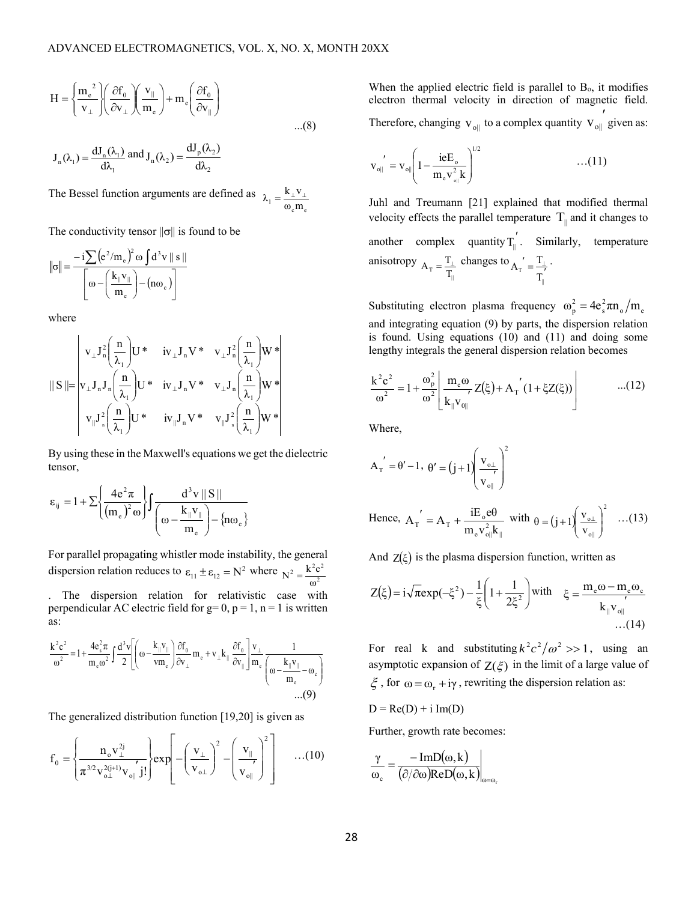$$H = \left\{\frac{m_e^{\;2}}{v_\perp}\right\}\left(\frac{\partial f_0}{\partial v_\perp}\right)\left(\frac{v_{||}}{m_e}\right) + m_e\left(\frac{\partial f_0}{\partial v_{||}}\right) \qquad ...(8)$$

$$J_n(\lambda_1) = \frac{dJ_n(\lambda_1)}{d\lambda_1} \text{ and } J_n(\lambda_2) = \frac{dJ_p(\lambda_2)}{d\lambda_2}$$

The Bessel function arguments are defined as $\lambda_1 = \frac{k_\perp v_\perp}{\omega_c m_e}$

The conductivity tensor $||\sigma||$ is found to be

$$\|\sigma\| = \frac{-i\sum\left(e^2/m_e\right)^2 \omega \int d^3v \,||\, s \,||}{\left[\omega - \left(\frac{k_{||}v_{||}}{m_e}\right) - \left(n\omega_c\right)\right]}$$

where

$$||\, S \,|| = \begin{vmatrix} v_\perp J_n^2\left(\frac{n}{\lambda_1}\right)U* & iv_\perp J_n V* & v_\perp J_n^2\left(\frac{n}{\lambda_1}\right)W* \\ v_\perp J_n J_n\left(\frac{n}{\lambda_1}\right)U* & iv_\perp J_n V* & v_\perp J_n\left(\frac{n}{\lambda_1}\right)W* \\ v_{||} J_n^2\left(\frac{n}{\lambda_1}\right)U* & iv_{||} J_n V* & v_{||} J_n^2\left(\frac{n}{\lambda_1}\right)W* \end{vmatrix}$$

By using these in the Maxwell's equations we get the dielectric tensor,

$$\varepsilon_{ij} = 1 + \sum\left\{\frac{4e^2\pi}{\left(m_e\right)^2\omega}\right\}\int \frac{d^3v \,||\, S \,||}{\left(\omega - \frac{k_{||}v_{||}}{m_e}\right) - \left\{n\omega_c\right\}}$$

For parallel propagating whistler mode instability, the general dispersion relation reduces to $\varepsilon_{11} \pm \varepsilon_{12} = N^2$ where $N^2 = \frac{k^2c^2}{\omega^2}$. The dispersion relation for relativistic case with perpendicular AC electric field for g= 0, p = 1, n = 1 is written as:

$$\frac{k^2c^2}{\omega^2} = 1 + \frac{4e_s^2\pi}{m_e\omega^2}\int\frac{d^3v}{2}\left[\left(\omega - \frac{k_{||}v_{||}}{vm_e}\right)\frac{\partial f_0}{\partial v_\perp}m_e + v_\perp k_{||}\frac{\partial f_0}{\partial v_{||}}\right]\frac{v_\perp}{m_e}\frac{1}{\left(\omega - \frac{k_{||}v_{||}}{m_e} - \omega_c\right)} \qquad ...(9)$$

The generalized distribution function [19,20] is given as

$$f_0 = \left\{\frac{n_o v_\perp^{2j}}{\pi^{3/2} v_{o\perp}^{2(j+1)} v_{o||}{}' \, j!}\right\}\exp\left[-\left(\frac{v_\perp}{v_{o\perp}}\right)^2 - \left(\frac{v_{||}}{v_{o||}{}'}\right)^2\right] \qquad ...(10)$$

When the applied electric field is parallel to $B_o$, it modifies electron thermal velocity in direction of magnetic field. Therefore, changing $v_{o||}$ to a complex quantity $v_{o||}{}'$ given as:

$$v_{o||}{}' = v_{o||}\left(1 - \frac{ieE_o}{m_e v_{o||}^2 k}\right)^{1/2} \qquad ...(11)$$

Juhl and Treumann [21] explained that modified thermal velocity effects the parallel temperature $T_{||}$ and it changes to another complex quantity $T_{||}{}'$. Similarly, temperature anisotropy $A_T = \frac{T_\perp}{T_{||}}$ changes to $A_T{}' = \frac{T_\perp}{T_{||}{}'}$.

Substituting electron plasma frequency $\omega_p^2 = 4e_s^2\pi n_o/m_e$ and integrating equation (9) by parts, the dispersion relation is found. Using equations (10) and (11) and doing some lengthy integrals the general dispersion relation becomes

$$\frac{k^2c^2}{\omega^2} = 1 + \frac{\omega_p^2}{\omega^2}\left[\frac{m_e\omega}{k_{||}v_{0||}{}'}Z(\xi) + A_T{}'(1 + \xi Z(\xi))\right] \qquad ...(12)$$

Where,

$$A_T{}' = \theta' - 1, \; \theta' = (j+1)\left(\frac{v_{o\perp}}{v_{o||}{}'}\right)^2$$

Hence, $A_T{}' = A_T + \frac{iE_o e\theta}{m_e v_{o||}^2 k_{||}}$ with $\theta = (j+1)\left(\frac{v_{o\perp}}{v_{o||}}\right)^2$ …(13)

And $Z(\xi)$ is the plasma dispersion function, written as

$$Z(\xi) = i\sqrt{\pi}\exp(-\xi^2) - \frac{1}{\xi}\left(1 + \frac{1}{2\xi^2}\right) \text{ with } \quad \xi = \frac{m_e\omega - m_e\omega_c}{k_{||}v_{o||}{}'} \qquad …(14)$$

For real k and substituting $k^2c^2/\omega^2 >> 1$, using an asymptotic expansion of $Z(\xi)$ in the limit of a large value of $\xi$, for $\omega = \omega_r + i\gamma$, rewriting the dispersion relation as:

D = Re(D) + i Im(D)

Further, growth rate becomes:

$$\frac{\gamma}{\omega_c} = \left.\frac{-\mathrm{Im}D(\omega,k)}{(\partial/\partial\omega)\mathrm{Re}D(\omega,k)}\right|_{\omega=\omega_r}$$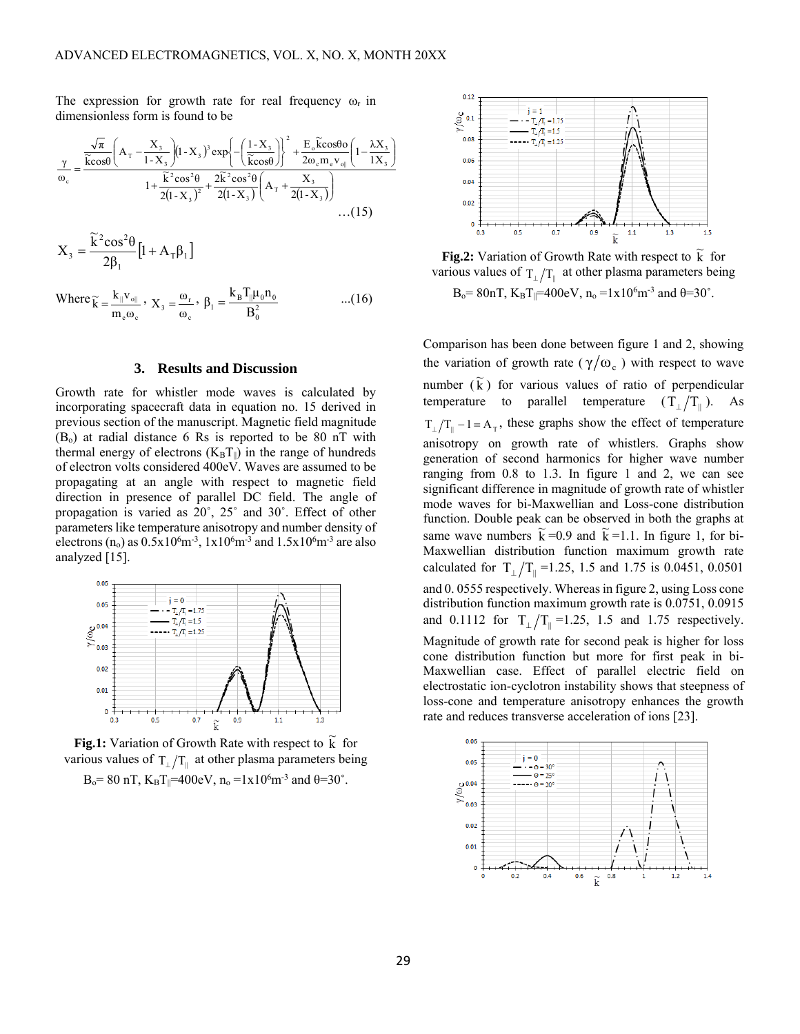The expression for growth rate for real frequency $\omega_r$ in dimensionless form is found to be

$$\frac{\gamma}{\omega_c} = \frac{\frac{\sqrt{\pi}}{\tilde{k}\cos\theta}\left(A_T - \frac{X_3}{1-X_3}\right)(1-X_3)^3 \exp\left\{-\left(\frac{1-X_3}{\tilde{k}\cos\theta}\right)\right\}^2 + \frac{E_o \tilde{k}\cos\theta o}{2\omega_c m_e v_{o\parallel}}\left(1 - \frac{\lambda X_3}{1X_3}\right)}{1 + \frac{\tilde{k}^2\cos^2\theta}{2(1-X_3)^2} + \frac{2\tilde{k}^2\cos^2\theta}{2(1-X_3)}\left(A_T + \frac{X_3}{2(1-X_3)}\right)} \quad \ldots(15)$$

$$X_3 = \frac{\tilde{k}^2\cos^2\theta}{2\beta_1}\left[1 + A_T\beta_1\right]$$

Where $\tilde{k} = \frac{k_\parallel v_{o\parallel}}{m_e \omega_c}$, $X_3 = \frac{\omega_r}{\omega_c}$, $\beta_1 = \frac{k_B T_\parallel \mu_0 n_0}{B_0^2}$ ...(16)

## 3. Results and Discussion

Growth rate for whistler mode waves is calculated by incorporating spacecraft data in equation no. 15 derived in previous section of the manuscript. Magnetic field magnitude ($B_o$) at radial distance 6 Rs is reported to be 80 nT with thermal energy of electrons ($K_B T_\parallel$) in the range of hundreds of electron volts considered 400eV. Waves are assumed to be propagating at an angle with respect to magnetic field direction in presence of parallel DC field. The angle of propagation is varied as 20˚, 25˚ and 30˚. Effect of other parameters like temperature anisotropy and number density of electrons ($n_o$) as $0.5 \times 10^6 m^{-3}$, $1 \times 10^6 m^{-3}$ and $1.5 \times 10^6 m^{-3}$ are also analyzed [15].

**Fig.1:** Variation of Growth Rate with respect to $\tilde{k}$ for various values of $T_\perp/T_\parallel$ at other plasma parameters being $B_o$= 80 nT, $K_B T_\parallel$=400eV, $n_o = 1 \times 10^6 m^{-3}$ and θ=30˚.

**Fig.2:** Variation of Growth Rate with respect to $\tilde{k}$ for various values of $T_\perp/T_\parallel$ at other plasma parameters being $B_o$= 80nT, $K_B T_\parallel$=400eV, $n_o = 1 \times 10^6 m^{-3}$ and θ=30˚.

Comparison has been done between figure 1 and 2, showing the variation of growth rate ($\gamma/\omega_c$) with respect to wave number ($\tilde{k}$) for various values of ratio of perpendicular temperature to parallel temperature ($T_\perp/T_\parallel$). As $T_\perp/T_\parallel - 1 = A_T$, these graphs show the effect of temperature anisotropy on growth rate of whistlers. Graphs show generation of second harmonics for higher wave number ranging from 0.8 to 1.3. In figure 1 and 2, we can see significant difference in magnitude of growth rate of whistler mode waves for bi-Maxwellian and Loss-cone distribution function. Double peak can be observed in both the graphs at same wave numbers $\tilde{k}$=0.9 and $\tilde{k}$=1.1. In figure 1, for bi-Maxwellian distribution function maximum growth rate calculated for $T_\perp/T_\parallel$ =1.25, 1.5 and 1.75 is 0.0451, 0.0501 and 0. 0555 respectively. Whereas in figure 2, using Loss cone distribution function maximum growth rate is 0.0751, 0.0915 and 0.1112 for $T_\perp/T_\parallel$ =1.25, 1.5 and 1.75 respectively. Magnitude of growth rate for second peak is higher for loss cone distribution function but more for first peak in bi-Maxwellian case. Effect of parallel electric field on electrostatic ion-cyclotron instability shows that steepness of loss-cone and temperature anisotropy enhances the growth rate and reduces transverse acceleration of ions [23].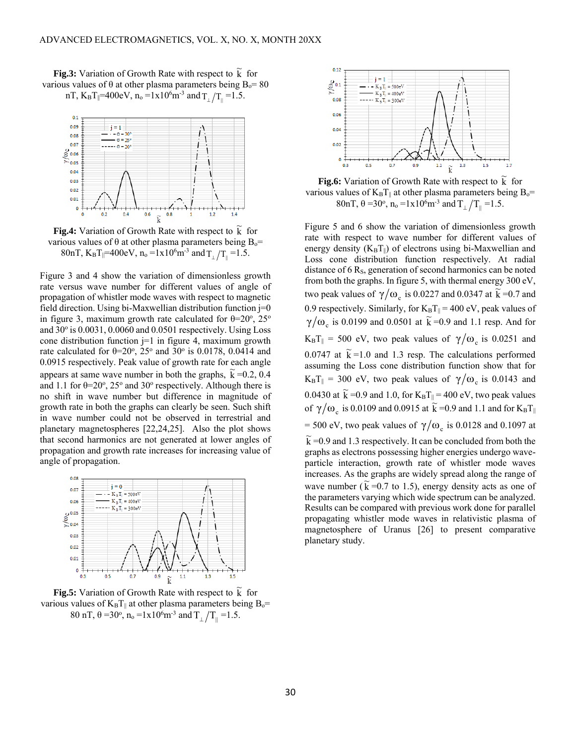**Fig.3:** Variation of Growth Rate with respect to $\tilde{k}$ for various values of θ at other plasma parameters being $B_o$= 80 nT, $K_BT_\parallel$=400eV, $n_o$ =1x10$^6$m$^{-3}$ and $T_\perp/T_\parallel$ =1.5.

**Fig.4:** Variation of Growth Rate with respect to $\tilde{k}$ for various values of θ at other plasma parameters being $B_o$= 80nT, $K_BT_\parallel$=400eV, $n_o$ =1x10$^6$m$^{-3}$ and $T_\perp/T_\parallel$ =1.5.

Figure 3 and 4 show the variation of dimensionless growth rate versus wave number for different values of angle of propagation of whistler mode waves with respect to magnetic field direction. Using bi-Maxwellian distribution function j=0 in figure 3, maximum growth rate calculated for θ=20°, 25° and 30° is 0.0031, 0.0060 and 0.0501 respectively. Using Loss cone distribution function j=1 in figure 4, maximum growth rate calculated for θ=20°, 25° and 30° is 0.0178, 0.0414 and 0.0915 respectively. Peak value of growth rate for each angle appears at same wave number in both the graphs, $\tilde{k}$ =0.2, 0.4 and 1.1 for θ=20°, 25° and 30° respectively. Although there is no shift in wave number but difference in magnitude of growth rate in both the graphs can clearly be seen. Such shift in wave number could not be observed in terrestrial and planetary magnetospheres [22,24,25]. Also the plot shows that second harmonics are not generated at lower angles of propagation and growth rate increases for increasing value of angle of propagation.

**Fig.5:** Variation of Growth Rate with respect to $\tilde{k}$ for various values of $K_BT_\parallel$ at other plasma parameters being $B_o$= 80 nT, θ =30°, $n_o$ =1x10$^6$m$^{-3}$ and $T_\perp/T_\parallel$ =1.5.

**Fig.6:** Variation of Growth Rate with respect to $\tilde{k}$ for various values of $K_BT_\parallel$ at other plasma parameters being $B_o$= 80nT, θ =30°, $n_o$ =1x10$^6$m$^{-3}$ and $T_\perp/T_\parallel$ =1.5.

Figure 5 and 6 show the variation of dimensionless growth rate with respect to wave number for different values of energy density ($K_BT_\parallel$) of electrons using bi-Maxwellian and Loss cone distribution function respectively. At radial distance of 6 $R_S$, generation of second harmonics can be noted from both the graphs. In figure 5, with thermal energy 300 eV, two peak values of $\gamma/\omega_c$ is 0.0227 and 0.0347 at $\tilde{k}$ =0.7 and 0.9 respectively. Similarly, for $K_BT_\parallel$ = 400 eV, peak values of $\gamma/\omega_c$ is 0.0199 and 0.0501 at $\tilde{k}$ =0.9 and 1.1 resp. And for $K_BT_\parallel$ = 500 eV, two peak values of $\gamma/\omega_c$ is 0.0251 and 0.0747 at $\tilde{k}$ =1.0 and 1.3 resp. The calculations performed assuming the Loss cone distribution function show that for $K_BT_\parallel$ = 300 eV, two peak values of $\gamma/\omega_c$ is 0.0143 and 0.0430 at $\tilde{k}$ =0.9 and 1.0, for $K_BT_\parallel$ = 400 eV, two peak values of $\gamma/\omega_c$ is 0.0109 and 0.0915 at $\tilde{k}$ =0.9 and 1.1 and for $K_BT_\parallel$ = 500 eV, two peak values of $\gamma/\omega_c$ is 0.0128 and 0.1097 at $\tilde{k}$ =0.9 and 1.3 respectively. It can be concluded from both the graphs as electrons possessing higher energies undergo wave-particle interaction, growth rate of whistler mode waves increases. As the graphs are widely spread along the range of wave number ($\tilde{k}$ =0.7 to 1.5), energy density acts as one of the parameters varying which wide spectrum can be analyzed. Results can be compared with previous work done for parallel propagating whistler mode waves in relativistic plasma of magnetosphere of Uranus [26] to present comparative planetary study.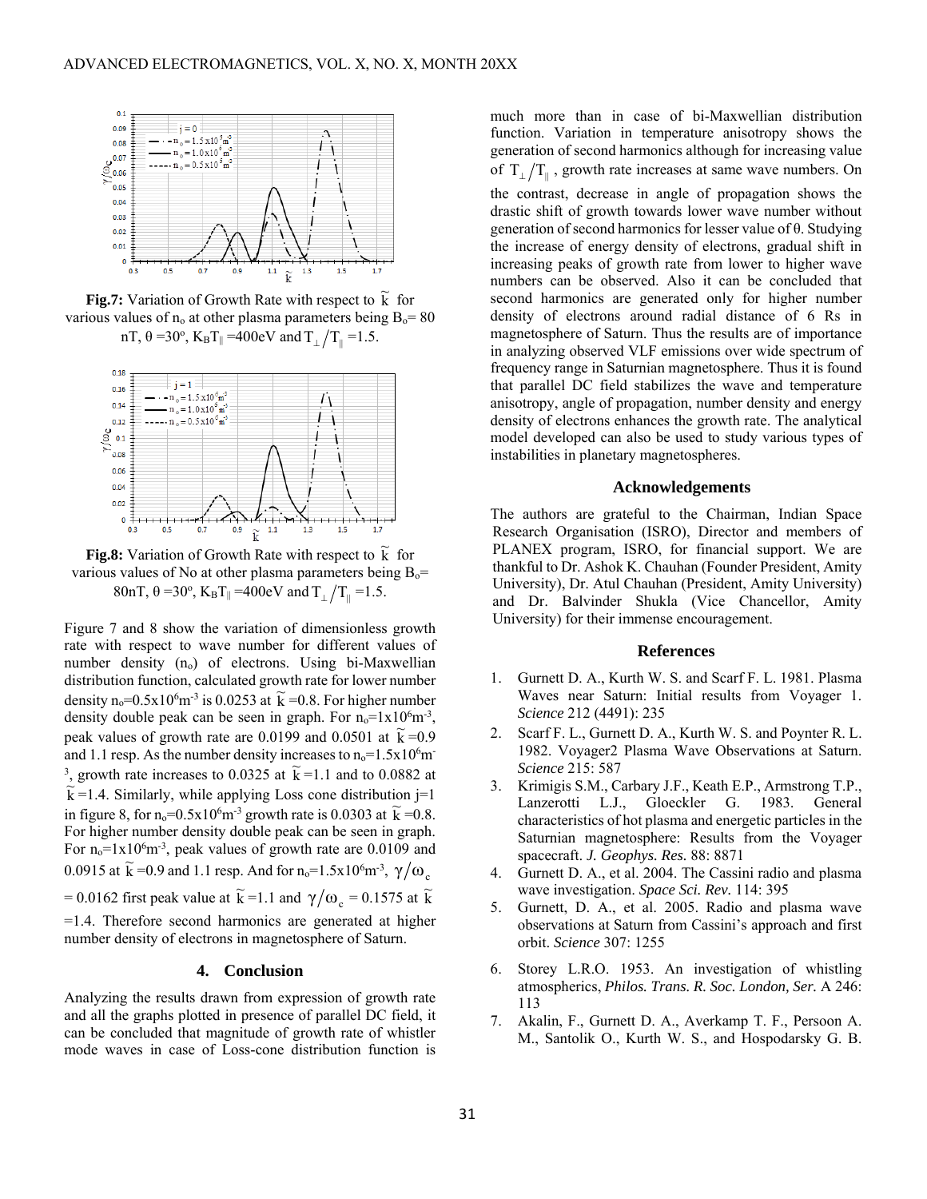**Fig.7:** Variation of Growth Rate with respect to $\tilde{k}$ for various values of $n_o$ at other plasma parameters being $B_o$= 80 nT, θ =30°, $K_BT_{\|}$ =400eV and $T_{\perp}/T_{\|}$ =1.5.

**Fig.8:** Variation of Growth Rate with respect to $\tilde{k}$ for various values of No at other plasma parameters being $B_o$= 80nT, θ =30°, $K_BT_{\|}$ =400eV and $T_{\perp}/T_{\|}$ =1.5.

Figure 7 and 8 show the variation of dimensionless growth rate with respect to wave number for different values of number density ($n_o$) of electrons. Using bi-Maxwellian distribution function, calculated growth rate for lower number density $n_o=0.5\times10^6 m^{-3}$ is 0.0253 at $\tilde{k}$ =0.8. For higher number density double peak can be seen in graph. For $n_o=1\times10^6 m^{-3}$, peak values of growth rate are 0.0199 and 0.0501 at $\tilde{k}$ =0.9 and 1.1 resp. As the number density increases to $n_o=1.5\times10^6 m^{-3}$, growth rate increases to 0.0325 at $\tilde{k}$ =1.1 and to 0.0882 at $\tilde{k}$ =1.4. Similarly, while applying Loss cone distribution j=1 in figure 8, for $n_o=0.5\times10^6 m^{-3}$ growth rate is 0.0303 at $\tilde{k}$ =0.8. For higher number density double peak can be seen in graph. For $n_o=1\times10^6 m^{-3}$, peak values of growth rate are 0.0109 and 0.0915 at $\tilde{k}$ =0.9 and 1.1 resp. And for $n_o=1.5\times10^6 m^{-3}$, $\gamma/\omega_c$ = 0.0162 first peak value at $\tilde{k}$ =1.1 and $\gamma/\omega_c$ = 0.1575 at $\tilde{k}$ =1.4. Therefore second harmonics are generated at higher number density of electrons in magnetosphere of Saturn.

## 4. Conclusion

Analyzing the results drawn from expression of growth rate and all the graphs plotted in presence of parallel DC field, it can be concluded that magnitude of growth rate of whistler mode waves in case of Loss-cone distribution function is much more than in case of bi-Maxwellian distribution function. Variation in temperature anisotropy shows the generation of second harmonics although for increasing value of $T_{\perp}/T_{\|}$, growth rate increases at same wave numbers. On the contrast, decrease in angle of propagation shows the drastic shift of growth towards lower wave number without generation of second harmonics for lesser value of θ. Studying the increase of energy density of electrons, gradual shift in increasing peaks of growth rate from lower to higher wave numbers can be observed. Also it can be concluded that second harmonics are generated only for higher number density of electrons around radial distance of 6 Rs in magnetosphere of Saturn. Thus the results are of importance in analyzing observed VLF emissions over wide spectrum of frequency range in Saturnian magnetosphere. Thus it is found that parallel DC field stabilizes the wave and temperature anisotropy, angle of propagation, number density and energy density of electrons enhances the growth rate. The analytical model developed can also be used to study various types of instabilities in planetary magnetospheres.

## Acknowledgements

The authors are grateful to the Chairman, Indian Space Research Organisation (ISRO), Director and members of PLANEX program, ISRO, for financial support. We are thankful to Dr. Ashok K. Chauhan (Founder President, Amity University), Dr. Atul Chauhan (President, Amity University) and Dr. Balvinder Shukla (Vice Chancellor, Amity University) for their immense encouragement.

## References

1. Gurnett D. A., Kurth W. S. and Scarf F. L. 1981. Plasma Waves near Saturn: Initial results from Voyager 1. *Science* 212 (4491): 235
2. Scarf F. L., Gurnett D. A., Kurth W. S. and Poynter R. L. 1982. Voyager2 Plasma Wave Observations at Saturn. *Science* 215: 587
3. Krimigis S.M., Carbary J.F., Keath E.P., Armstrong T.P., Lanzerotti L.J., Gloeckler G. 1983. General characteristics of hot plasma and energetic particles in the Saturnian magnetosphere: Results from the Voyager spacecraft. *J. Geophys. Res.* 88: 8871
4. Gurnett D. A., et al. 2004. The Cassini radio and plasma wave investigation. *Space Sci. Rev.* 114: 395
5. Gurnett, D. A., et al. 2005. Radio and plasma wave observations at Saturn from Cassini's approach and first orbit. *Science* 307: 1255
6. Storey L.R.O. 1953. An investigation of whistling atmospherics, *Philos. Trans. R. Soc. London, Ser.* A 246: 113
7. Akalin, F., Gurnett D. A., Averkamp T. F., Persoon A. M., Santolik O., Kurth W. S., and Hospodarsky G. B.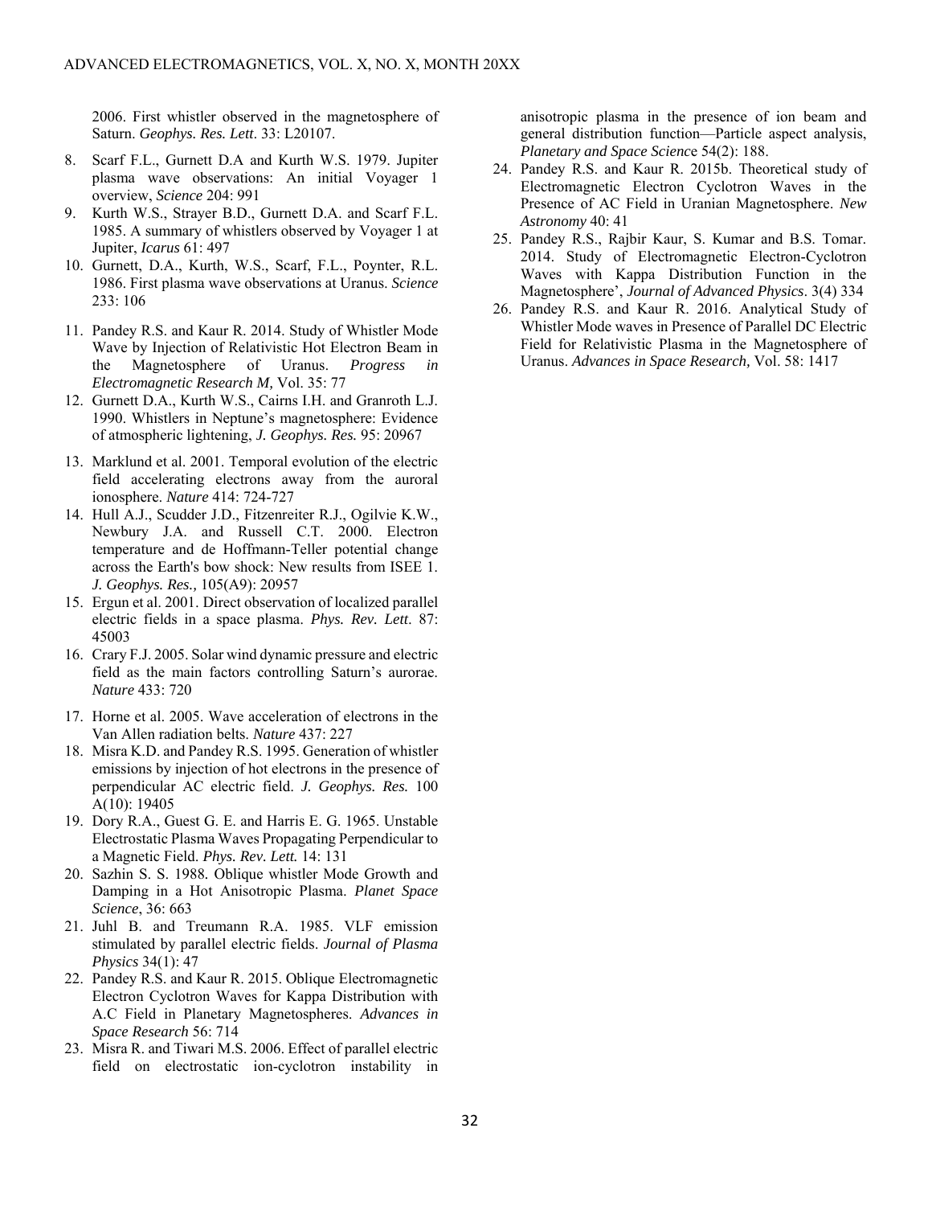2006. First whistler observed in the magnetosphere of Saturn. *Geophys. Res. Lett*. 33: L20107.

8. Scarf F.L., Gurnett D.A and Kurth W.S. 1979. Jupiter plasma wave observations: An initial Voyager 1 overview, *Science* 204: 991
9. Kurth W.S., Strayer B.D., Gurnett D.A. and Scarf F.L. 1985. A summary of whistlers observed by Voyager 1 at Jupiter, *Icarus* 61: 497
10. Gurnett, D.A., Kurth, W.S., Scarf, F.L., Poynter, R.L. 1986. First plasma wave observations at Uranus. *Science* 233: 106
11. Pandey R.S. and Kaur R. 2014. Study of Whistler Mode Wave by Injection of Relativistic Hot Electron Beam in the Magnetosphere of Uranus. *Progress in Electromagnetic Research M,* Vol. 35: 77
12. Gurnett D.A., Kurth W.S., Cairns I.H. and Granroth L.J. 1990. Whistlers in Neptune's magnetosphere: Evidence of atmospheric lightening, *J. Geophys. Res.* 95: 20967
13. Marklund et al. 2001. Temporal evolution of the electric field accelerating electrons away from the auroral ionosphere. *Nature* 414: 724-727
14. Hull A.J., Scudder J.D., Fitzenreiter R.J., Ogilvie K.W., Newbury J.A. and Russell C.T. 2000. Electron temperature and de Hoffmann-Teller potential change across the Earth's bow shock: New results from ISEE 1. *J. Geophys. Res.,* 105(A9): 20957
15. Ergun et al. 2001. Direct observation of localized parallel electric fields in a space plasma. *Phys. Rev. Lett*. 87: 45003
16. Crary F.J. 2005. Solar wind dynamic pressure and electric field as the main factors controlling Saturn's aurorae. *Nature* 433: 720
17. Horne et al. 2005. Wave acceleration of electrons in the Van Allen radiation belts. *Nature* 437: 227
18. Misra K.D. and Pandey R.S. 1995. Generation of whistler emissions by injection of hot electrons in the presence of perpendicular AC electric field. *J. Geophys. Res.* 100 A(10): 19405
19. Dory R.A., Guest G. E. and Harris E. G. 1965. Unstable Electrostatic Plasma Waves Propagating Perpendicular to a Magnetic Field. *Phys. Rev. Lett.* 14: 131
20. Sazhin S. S. 1988. Oblique whistler Mode Growth and Damping in a Hot Anisotropic Plasma. *Planet Space Science*, 36: 663
21. Juhl B. and Treumann R.A. 1985. VLF emission stimulated by parallel electric fields. *Journal of Plasma Physics* 34(1): 47
22. Pandey R.S. and Kaur R. 2015. Oblique Electromagnetic Electron Cyclotron Waves for Kappa Distribution with A.C Field in Planetary Magnetospheres. *Advances in Space Research* 56: 714
23. Misra R. and Tiwari M.S. 2006. Effect of parallel electric field on electrostatic ion-cyclotron instability in anisotropic plasma in the presence of ion beam and general distribution function—Particle aspect analysis, *Planetary and Space Scienc*e 54(2): 188.
24. Pandey R.S. and Kaur R. 2015b. Theoretical study of Electromagnetic Electron Cyclotron Waves in the Presence of AC Field in Uranian Magnetosphere. *New Astronomy* 40: 41
25. Pandey R.S., Rajbir Kaur, S. Kumar and B.S. Tomar. 2014. Study of Electromagnetic Electron-Cyclotron Waves with Kappa Distribution Function in the Magnetosphere', *Journal of Advanced Physics*. 3(4) 334
26. Pandey R.S. and Kaur R. 2016. Analytical Study of Whistler Mode waves in Presence of Parallel DC Electric Field for Relativistic Plasma in the Magnetosphere of Uranus. *Advances in Space Research,* Vol. 58: 1417